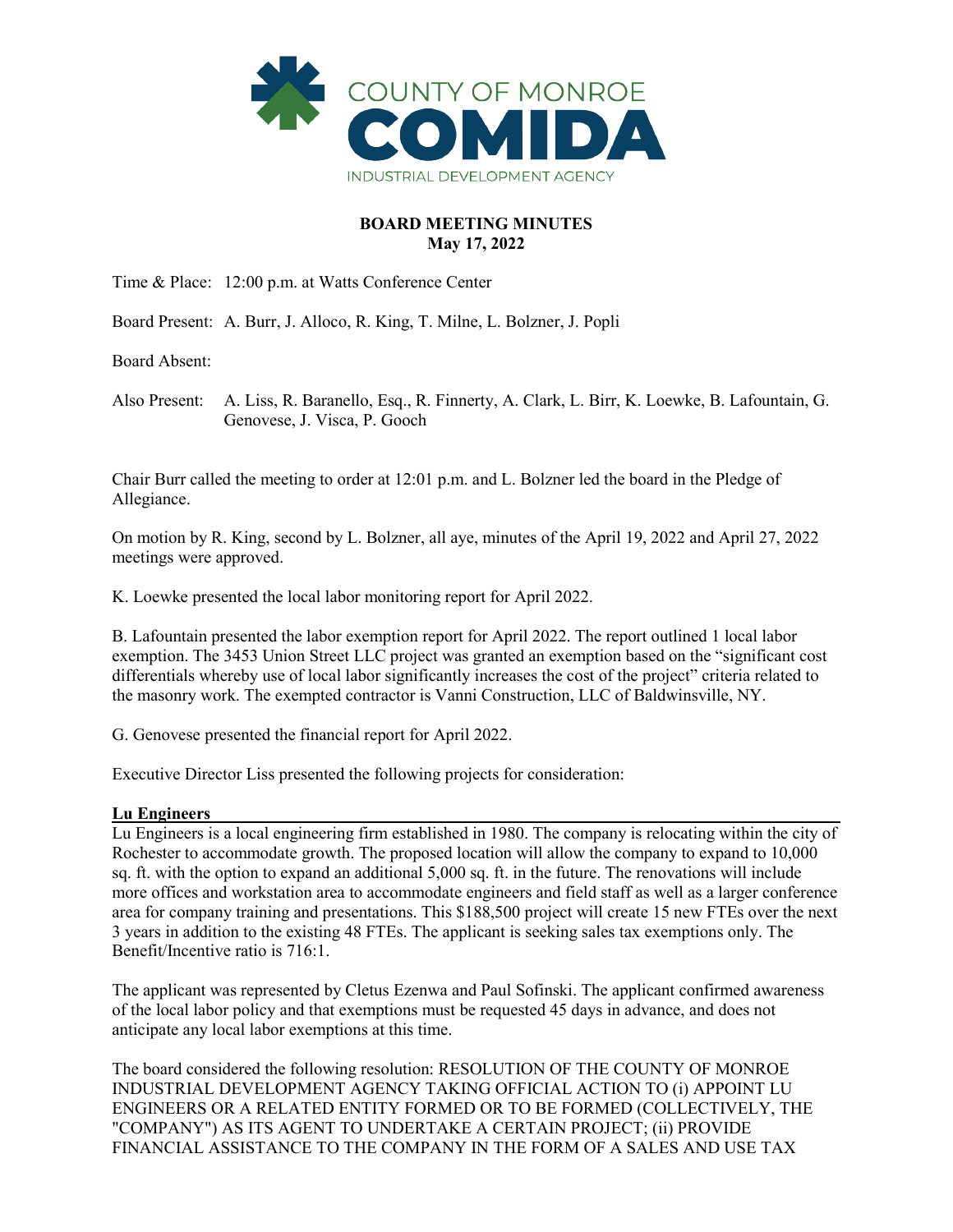COUNTY OF MONROE
COMIDA
INDUSTRIAL DEVELOPMENT AGENCY

**BOARD MEETING MINUTES**
**May 17, 2022**

Time & Place: 12:00 p.m. at Watts Conference Center

Board Present: A. Burr, J. Alloco, R. King, T. Milne, L. Bolzner, J. Popli

Board Absent:

Also Present: A. Liss, R. Baranello, Esq., R. Finnerty, A. Clark, L. Birr, K. Loewke, B. Lafountain, G. Genovese, J. Visca, P. Gooch

Chair Burr called the meeting to order at 12:01 p.m. and L. Bolzner led the board in the Pledge of Allegiance.

On motion by R. King, second by L. Bolzner, all aye, minutes of the April 19, 2022 and April 27, 2022 meetings were approved.

K. Loewke presented the local labor monitoring report for April 2022.

B. Lafountain presented the labor exemption report for April 2022. The report outlined 1 local labor exemption. The 3453 Union Street LLC project was granted an exemption based on the "significant cost differentials whereby use of local labor significantly increases the cost of the project" criteria related to the masonry work. The exempted contractor is Vanni Construction, LLC of Baldwinsville, NY.

G. Genovese presented the financial report for April 2022.

Executive Director Liss presented the following projects for consideration:

**Lu Engineers**

Lu Engineers is a local engineering firm established in 1980. The company is relocating within the city of Rochester to accommodate growth. The proposed location will allow the company to expand to 10,000 sq. ft. with the option to expand an additional 5,000 sq. ft. in the future. The renovations will include more offices and workstation area to accommodate engineers and field staff as well as a larger conference area for company training and presentations. This $188,500 project will create 15 new FTEs over the next 3 years in addition to the existing 48 FTEs. The applicant is seeking sales tax exemptions only. The Benefit/Incentive ratio is 716:1.

The applicant was represented by Cletus Ezenwa and Paul Sofinski. The applicant confirmed awareness of the local labor policy and that exemptions must be requested 45 days in advance, and does not anticipate any local labor exemptions at this time.

The board considered the following resolution: RESOLUTION OF THE COUNTY OF MONROE INDUSTRIAL DEVELOPMENT AGENCY TAKING OFFICIAL ACTION TO (i) APPOINT LU ENGINEERS OR A RELATED ENTITY FORMED OR TO BE FORMED (COLLECTIVELY, THE "COMPANY") AS ITS AGENT TO UNDERTAKE A CERTAIN PROJECT; (ii) PROVIDE FINANCIAL ASSISTANCE TO THE COMPANY IN THE FORM OF A SALES AND USE TAX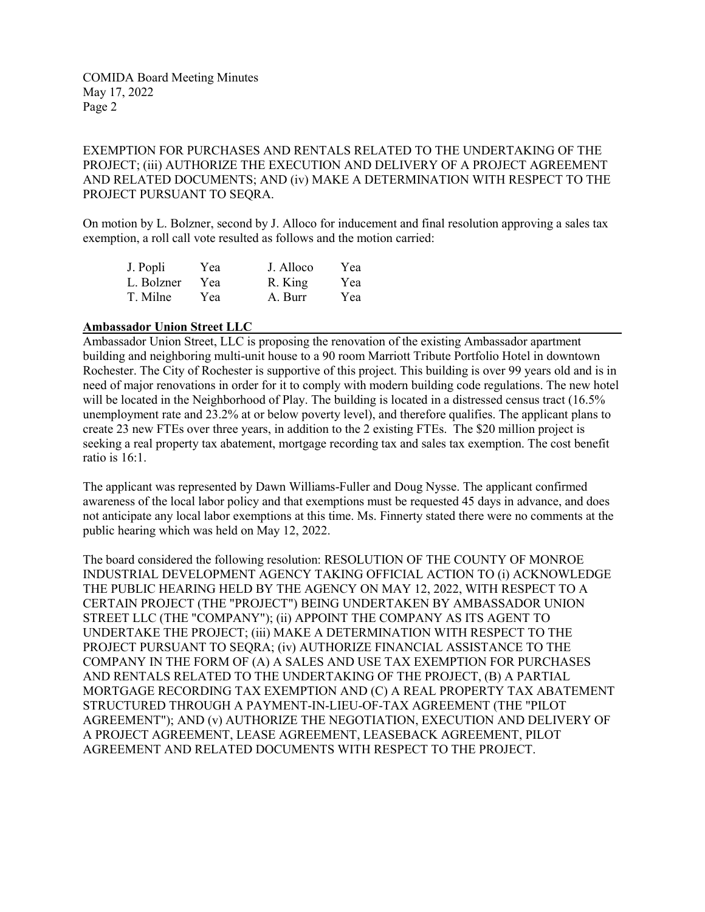EXEMPTION FOR PURCHASES AND RENTALS RELATED TO THE UNDERTAKING OF THE PROJECT; (iii) AUTHORIZE THE EXECUTION AND DELIVERY OF A PROJECT AGREEMENT AND RELATED DOCUMENTS; AND (iv) MAKE A DETERMINATION WITH RESPECT TO THE PROJECT PURSUANT TO SEQRA.

On motion by L. Bolzner, second by J. Alloco for inducement and final resolution approving a sales tax exemption, a roll call vote resulted as follows and the motion carried:

| | | | |
|---|---|---|---|
| J. Popli | Yea | J. Alloco | Yea |
| L. Bolzner | Yea | R. King | Yea |
| T. Milne | Yea | A. Burr | Yea |

**Ambassador Union Street LLC**

Ambassador Union Street, LLC is proposing the renovation of the existing Ambassador apartment building and neighboring multi-unit house to a 90 room Marriott Tribute Portfolio Hotel in downtown Rochester. The City of Rochester is supportive of this project. This building is over 99 years old and is in need of major renovations in order for it to comply with modern building code regulations. The new hotel will be located in the Neighborhood of Play. The building is located in a distressed census tract (16.5% unemployment rate and 23.2% at or below poverty level), and therefore qualifies. The applicant plans to create 23 new FTEs over three years, in addition to the 2 existing FTEs. The $20 million project is seeking a real property tax abatement, mortgage recording tax and sales tax exemption. The cost benefit ratio is 16:1.

The applicant was represented by Dawn Williams-Fuller and Doug Nysse. The applicant confirmed awareness of the local labor policy and that exemptions must be requested 45 days in advance, and does not anticipate any local labor exemptions at this time. Ms. Finnerty stated there were no comments at the public hearing which was held on May 12, 2022.

The board considered the following resolution: RESOLUTION OF THE COUNTY OF MONROE INDUSTRIAL DEVELOPMENT AGENCY TAKING OFFICIAL ACTION TO (i) ACKNOWLEDGE THE PUBLIC HEARING HELD BY THE AGENCY ON MAY 12, 2022, WITH RESPECT TO A CERTAIN PROJECT (THE "PROJECT") BEING UNDERTAKEN BY AMBASSADOR UNION STREET LLC (THE "COMPANY"); (ii) APPOINT THE COMPANY AS ITS AGENT TO UNDERTAKE THE PROJECT; (iii) MAKE A DETERMINATION WITH RESPECT TO THE PROJECT PURSUANT TO SEQRA; (iv) AUTHORIZE FINANCIAL ASSISTANCE TO THE COMPANY IN THE FORM OF (A) A SALES AND USE TAX EXEMPTION FOR PURCHASES AND RENTALS RELATED TO THE UNDERTAKING OF THE PROJECT, (B) A PARTIAL MORTGAGE RECORDING TAX EXEMPTION AND (C) A REAL PROPERTY TAX ABATEMENT STRUCTURED THROUGH A PAYMENT-IN-LIEU-OF-TAX AGREEMENT (THE "PILOT AGREEMENT"); AND (v) AUTHORIZE THE NEGOTIATION, EXECUTION AND DELIVERY OF A PROJECT AGREEMENT, LEASE AGREEMENT, LEASEBACK AGREEMENT, PILOT AGREEMENT AND RELATED DOCUMENTS WITH RESPECT TO THE PROJECT.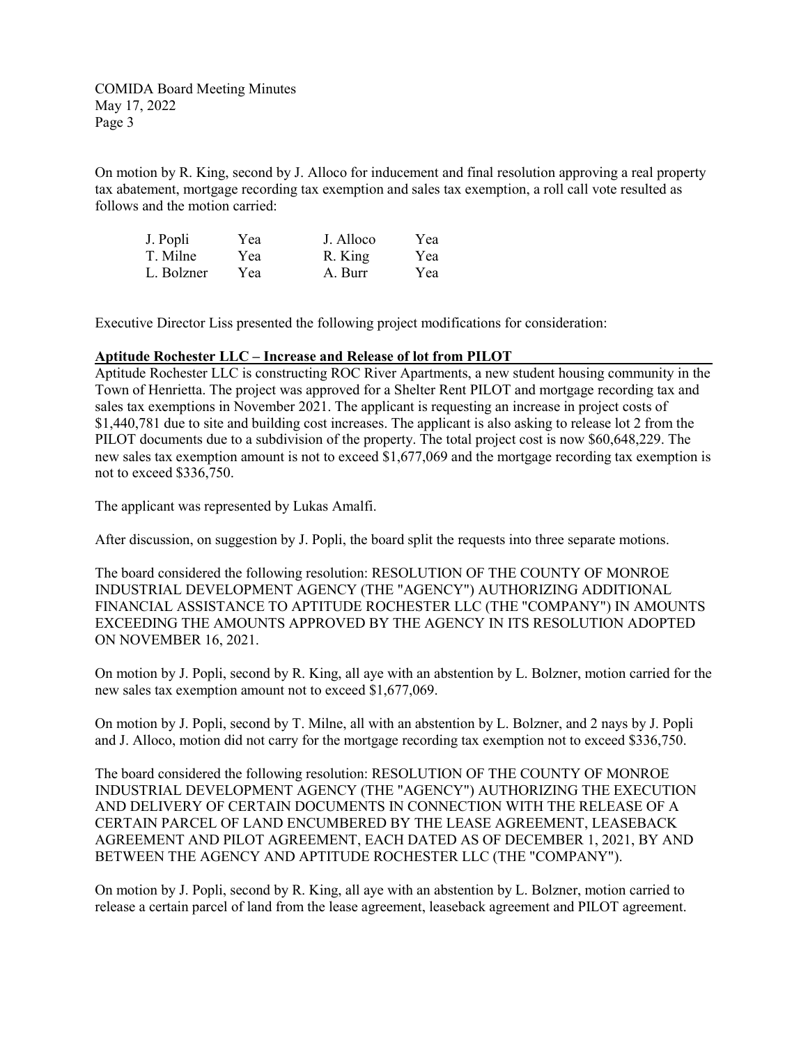On motion by R. King, second by J. Alloco for inducement and final resolution approving a real property tax abatement, mortgage recording tax exemption and sales tax exemption, a roll call vote resulted as follows and the motion carried:

| | | | |
|---|---|---|---|
| J. Popli | Yea | J. Alloco | Yea |
| T. Milne | Yea | R. King | Yea |
| L. Bolzner | Yea | A. Burr | Yea |

Executive Director Liss presented the following project modifications for consideration:

**Aptitude Rochester LLC – Increase and Release of lot from PILOT**

Aptitude Rochester LLC is constructing ROC River Apartments, a new student housing community in the Town of Henrietta. The project was approved for a Shelter Rent PILOT and mortgage recording tax and sales tax exemptions in November 2021. The applicant is requesting an increase in project costs of $1,440,781 due to site and building cost increases. The applicant is also asking to release lot 2 from the PILOT documents due to a subdivision of the property. The total project cost is now $60,648,229. The new sales tax exemption amount is not to exceed $1,677,069 and the mortgage recording tax exemption is not to exceed $336,750.

The applicant was represented by Lukas Amalfi.

After discussion, on suggestion by J. Popli, the board split the requests into three separate motions.

The board considered the following resolution: RESOLUTION OF THE COUNTY OF MONROE INDUSTRIAL DEVELOPMENT AGENCY (THE "AGENCY") AUTHORIZING ADDITIONAL FINANCIAL ASSISTANCE TO APTITUDE ROCHESTER LLC (THE "COMPANY") IN AMOUNTS EXCEEDING THE AMOUNTS APPROVED BY THE AGENCY IN ITS RESOLUTION ADOPTED ON NOVEMBER 16, 2021.

On motion by J. Popli, second by R. King, all aye with an abstention by L. Bolzner, motion carried for the new sales tax exemption amount not to exceed $1,677,069.

On motion by J. Popli, second by T. Milne, all with an abstention by L. Bolzner, and 2 nays by J. Popli and J. Alloco, motion did not carry for the mortgage recording tax exemption not to exceed $336,750.

The board considered the following resolution: RESOLUTION OF THE COUNTY OF MONROE INDUSTRIAL DEVELOPMENT AGENCY (THE "AGENCY") AUTHORIZING THE EXECUTION AND DELIVERY OF CERTAIN DOCUMENTS IN CONNECTION WITH THE RELEASE OF A CERTAIN PARCEL OF LAND ENCUMBERED BY THE LEASE AGREEMENT, LEASEBACK AGREEMENT AND PILOT AGREEMENT, EACH DATED AS OF DECEMBER 1, 2021, BY AND BETWEEN THE AGENCY AND APTITUDE ROCHESTER LLC (THE "COMPANY").

On motion by J. Popli, second by R. King, all aye with an abstention by L. Bolzner, motion carried to release a certain parcel of land from the lease agreement, leaseback agreement and PILOT agreement.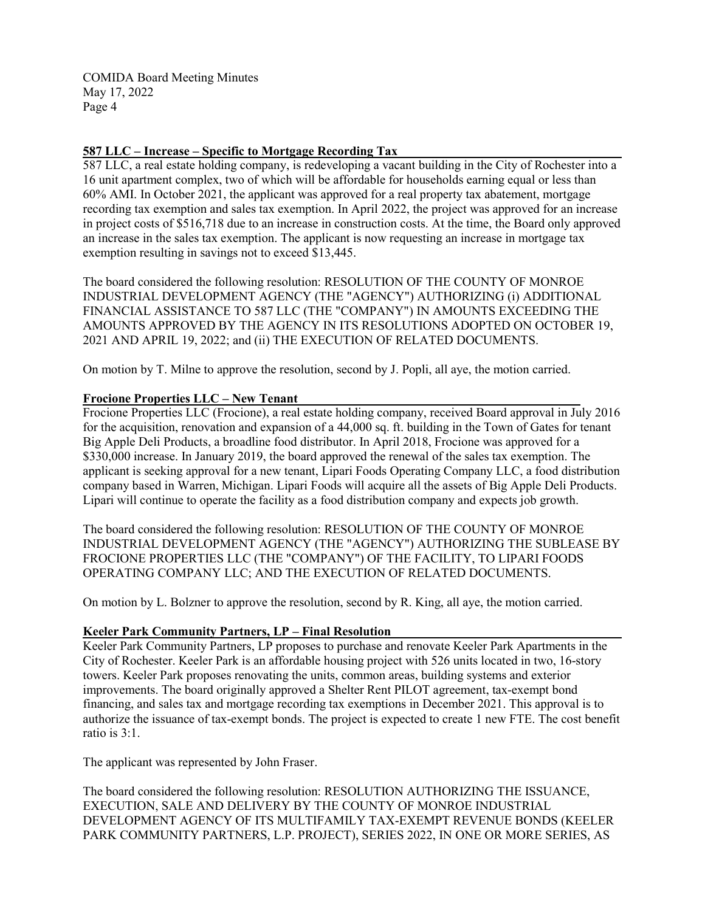**587 LLC – Increase – Specific to Mortgage Recording Tax**

587 LLC, a real estate holding company, is redeveloping a vacant building in the City of Rochester into a 16 unit apartment complex, two of which will be affordable for households earning equal or less than 60% AMI. In October 2021, the applicant was approved for a real property tax abatement, mortgage recording tax exemption and sales tax exemption. In April 2022, the project was approved for an increase in project costs of $516,718 due to an increase in construction costs. At the time, the Board only approved an increase in the sales tax exemption. The applicant is now requesting an increase in mortgage tax exemption resulting in savings not to exceed $13,445.

The board considered the following resolution: RESOLUTION OF THE COUNTY OF MONROE INDUSTRIAL DEVELOPMENT AGENCY (THE "AGENCY") AUTHORIZING (i) ADDITIONAL FINANCIAL ASSISTANCE TO 587 LLC (THE "COMPANY") IN AMOUNTS EXCEEDING THE AMOUNTS APPROVED BY THE AGENCY IN ITS RESOLUTIONS ADOPTED ON OCTOBER 19, 2021 AND APRIL 19, 2022; and (ii) THE EXECUTION OF RELATED DOCUMENTS.

On motion by T. Milne to approve the resolution, second by J. Popli, all aye, the motion carried.

**Frocione Properties LLC – New Tenant**

Frocione Properties LLC (Frocione), a real estate holding company, received Board approval in July 2016 for the acquisition, renovation and expansion of a 44,000 sq. ft. building in the Town of Gates for tenant Big Apple Deli Products, a broadline food distributor. In April 2018, Frocione was approved for a $330,000 increase. In January 2019, the board approved the renewal of the sales tax exemption. The applicant is seeking approval for a new tenant, Lipari Foods Operating Company LLC, a food distribution company based in Warren, Michigan. Lipari Foods will acquire all the assets of Big Apple Deli Products. Lipari will continue to operate the facility as a food distribution company and expects job growth.

The board considered the following resolution: RESOLUTION OF THE COUNTY OF MONROE INDUSTRIAL DEVELOPMENT AGENCY (THE "AGENCY") AUTHORIZING THE SUBLEASE BY FROCIONE PROPERTIES LLC (THE "COMPANY") OF THE FACILITY, TO LIPARI FOODS OPERATING COMPANY LLC; AND THE EXECUTION OF RELATED DOCUMENTS.

On motion by L. Bolzner to approve the resolution, second by R. King, all aye, the motion carried.

**Keeler Park Community Partners, LP – Final Resolution**

Keeler Park Community Partners, LP proposes to purchase and renovate Keeler Park Apartments in the City of Rochester. Keeler Park is an affordable housing project with 526 units located in two, 16-story towers. Keeler Park proposes renovating the units, common areas, building systems and exterior improvements. The board originally approved a Shelter Rent PILOT agreement, tax-exempt bond financing, and sales tax and mortgage recording tax exemptions in December 2021. This approval is to authorize the issuance of tax-exempt bonds. The project is expected to create 1 new FTE. The cost benefit ratio is 3:1.

The applicant was represented by John Fraser.

The board considered the following resolution: RESOLUTION AUTHORIZING THE ISSUANCE, EXECUTION, SALE AND DELIVERY BY THE COUNTY OF MONROE INDUSTRIAL DEVELOPMENT AGENCY OF ITS MULTIFAMILY TAX-EXEMPT REVENUE BONDS (KEELER PARK COMMUNITY PARTNERS, L.P. PROJECT), SERIES 2022, IN ONE OR MORE SERIES, AS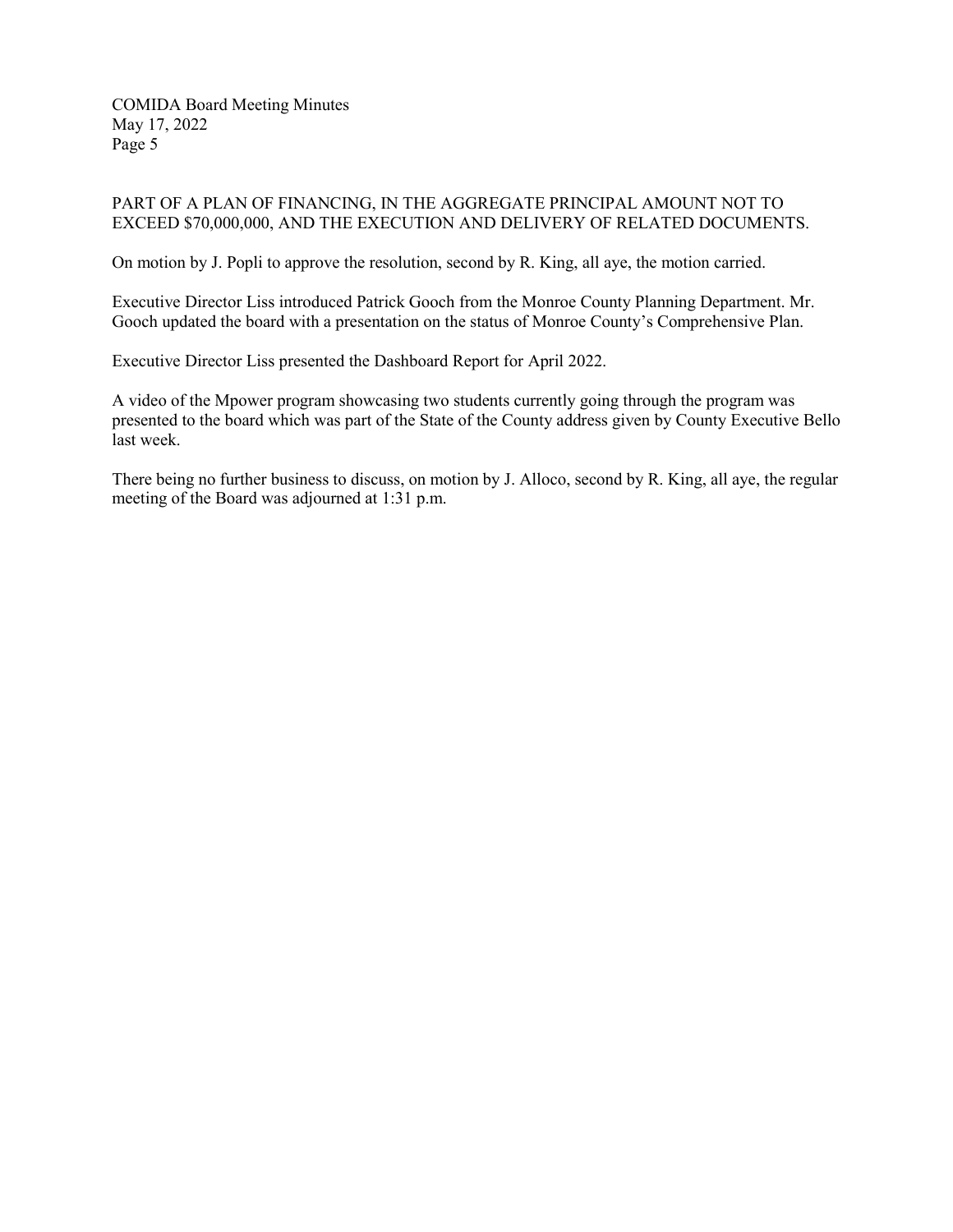PART OF A PLAN OF FINANCING, IN THE AGGREGATE PRINCIPAL AMOUNT NOT TO EXCEED $70,000,000, AND THE EXECUTION AND DELIVERY OF RELATED DOCUMENTS.

On motion by J. Popli to approve the resolution, second by R. King, all aye, the motion carried.

Executive Director Liss introduced Patrick Gooch from the Monroe County Planning Department. Mr. Gooch updated the board with a presentation on the status of Monroe County's Comprehensive Plan.

Executive Director Liss presented the Dashboard Report for April 2022.

A video of the Mpower program showcasing two students currently going through the program was presented to the board which was part of the State of the County address given by County Executive Bello last week.

There being no further business to discuss, on motion by J. Alloco, second by R. King, all aye, the regular meeting of the Board was adjourned at 1:31 p.m.